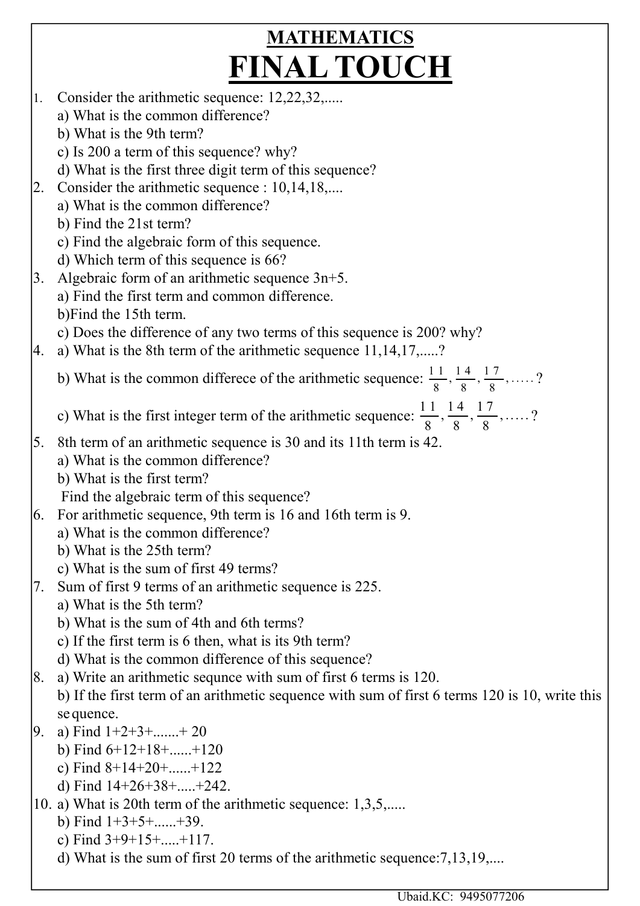# MATHEMATICS

# FINAL TOUCH

1. Consider the arithmetic sequence: 12,22,32,.....
   a) What is the common difference?
   b) What is the 9th term?
   c) Is 200 a term of this sequence? why?
   d) What is the first three digit term of this sequence?
2. Consider the arithmetic sequence : 10,14,18,....
   a) What is the common difference?
   b) Find the 21st term?
   c) Find the algebraic form of this sequence.
   d) Which term of this sequence is 66?
3. Algebraic form of an arithmetic sequence 3n+5.
   a) Find the first term and common difference.
   b)Find the 15th term.
   c) Does the difference of any two terms of this sequence is 200? why?
4. a) What is the 8th term of the arithmetic sequence 11,14,17,.....?
   b) What is the common differece of the arithmetic sequence: $\frac{11}{8}, \frac{14}{8}, \frac{17}{8}, \ldots\ldots$?
   c) What is the first integer term of the arithmetic sequence: $\frac{11}{8}, \frac{14}{8}, \frac{17}{8}, \ldots\ldots$?
5. 8th term of an arithmetic sequence is 30 and its 11th term is 42.
   a) What is the common difference?
   b) What is the first term?
   Find the algebraic term of this sequence?
6. For arithmetic sequence, 9th term is 16 and 16th term is 9.
   a) What is the common difference?
   b) What is the 25th term?
   c) What is the sum of first 49 terms?
7. Sum of first 9 terms of an arithmetic sequence is 225.
   a) What is the 5th term?
   b) What is the sum of 4th and 6th terms?
   c) If the first term is 6 then, what is its 9th term?
   d) What is the common difference of this sequence?
8. a) Write an arithmetic sequnce with sum of first 6 terms is 120.
   b) If the first term of an arithmetic sequence with sum of first 6 terms 120 is 10, write this se quence.
9. a) Find 1+2+3+.......+ 20
   b) Find 6+12+18+......+120
   c) Find 8+14+20+......+122
   d) Find 14+26+38+.....+242.
10. a) What is 20th term of the arithmetic sequence: 1,3,5,.....
    b) Find 1+3+5+......+39.
    c) Find 3+9+15+.....+117.
    d) What is the sum of first 20 terms of the arithmetic sequence:7,13,19,....

Ubaid.KC: 9495077206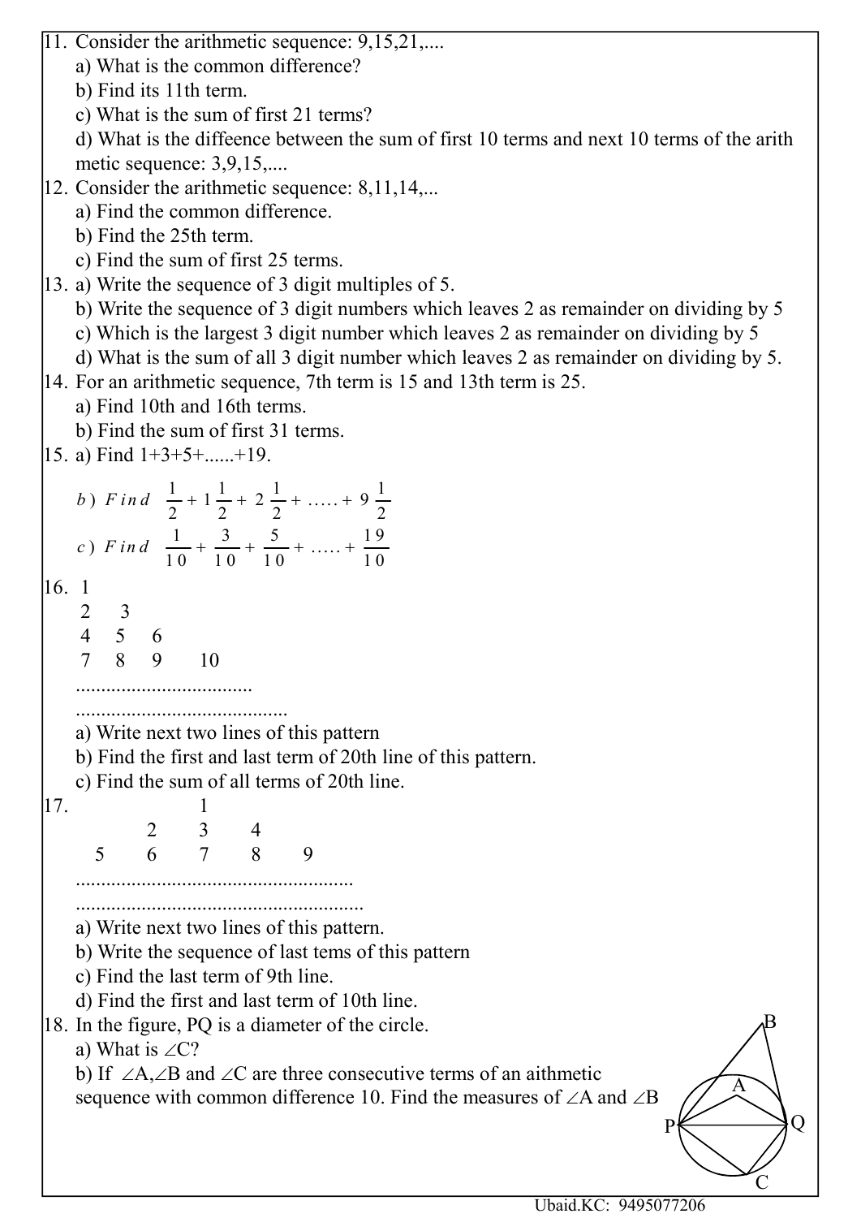11. Consider the arithmetic sequence: 9,15,21,....
    a) What is the common difference?
    b) Find its 11th term.
    c) What is the sum of first 21 terms?
    d) What is the diffeence between the sum of first 10 terms and next 10 terms of the arith metic sequence: 3,9,15,....
12. Consider the arithmetic sequence: 8,11,14,...
    a) Find the common difference.
    b) Find the 25th term.
    c) Find the sum of first 25 terms.
13. a) Write the sequence of 3 digit multiples of 5.
    b) Write the sequence of 3 digit numbers which leaves 2 as remainder on dividing by 5
    c) Which is the largest 3 digit number which leaves 2 as remainder on dividing by 5
    d) What is the sum of all 3 digit number which leaves 2 as remainder on dividing by 5.
14. For an arithmetic sequence, 7th term is 15 and 13th term is 25.
    a) Find 10th and 16th terms.
    b) Find the sum of first 31 terms.
15. a) Find 1+3+5+......+19.
    b) Find $\frac{1}{2} + 1\frac{1}{2} + 2\frac{1}{2} + \ldots + 9\frac{1}{2}$
    c) Find $\frac{1}{10} + \frac{3}{10} + \frac{5}{10} + \ldots + \frac{19}{10}$
16.

```
1
2   3
4   5   6
7   8   9   10
...................................
..........................................
```

    a) Write next two lines of this pattern
    b) Find the first and last term of 20th line of this pattern.
    c) Find the sum of all terms of 20th line.
17.

```
            1
        2   3   4
    5   6   7   8   9
.......................................................
.........................................................
```

    a) Write next two lines of this pattern.
    b) Write the sequence of last tems of this pattern
    c) Find the last term of 9th line.
    d) Find the first and last term of 10th line.
18. In the figure, PQ is a diameter of the circle.
    a) What is $\angle C$?
    b) If $\angle A$, $\angle B$ and $\angle C$ are three consecutive terms of an aithmetic sequence with common difference 10. Find the measures of $\angle A$ and $\angle B$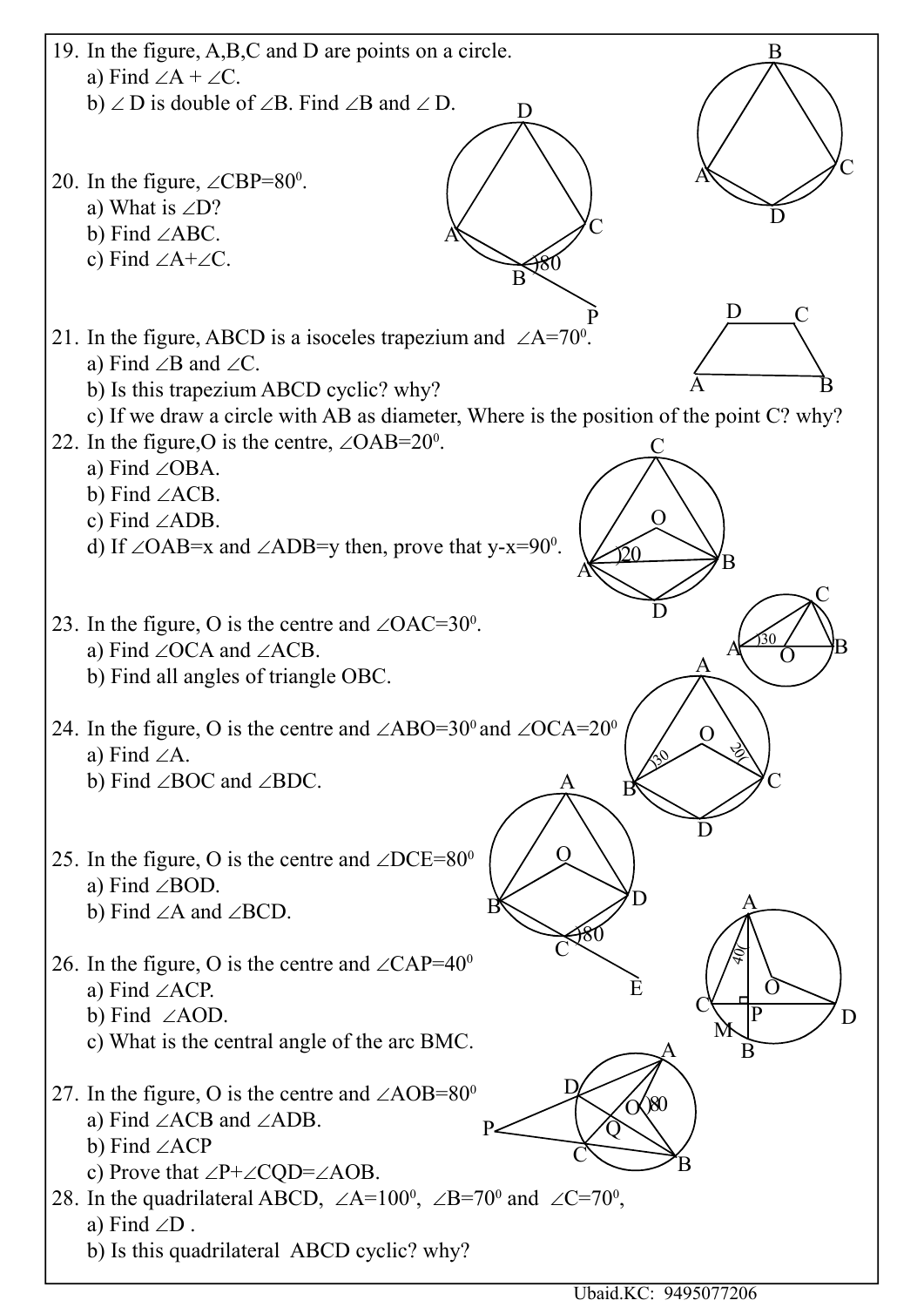19. In the figure, A,B,C and D are points on a circle.
    a) Find $\angle A + \angle C$.
    b) $\angle D$ is double of $\angle B$. Find $\angle B$ and $\angle D$.

20. In the figure, $\angle CBP=80^0$.
    a) What is $\angle D$?
    b) Find $\angle ABC$.
    c) Find $\angle A+\angle C$.

21. In the figure, ABCD is a isoceles trapezium and $\angle A=70^0$.
    a) Find $\angle B$ and $\angle C$.
    b) Is this trapezium ABCD cyclic? why?
    c) If we draw a circle with AB as diameter, Where is the position of the point C? why?

22. In the figure,O is the centre, $\angle OAB=20^0$.
    a) Find $\angle OBA$.
    b) Find $\angle ACB$.
    c) Find $\angle ADB$.
    d) If $\angle OAB=x$ and $\angle ADB=y$ then, prove that $y-x=90^0$.

23. In the figure, O is the centre and $\angle OAC=30^0$.
    a) Find $\angle OCA$ and $\angle ACB$.
    b) Find all angles of triangle OBC.

24. In the figure, O is the centre and $\angle ABO=30^0$ and $\angle OCA=20^0$
    a) Find $\angle A$.
    b) Find $\angle BOC$ and $\angle BDC$.

25. In the figure, O is the centre and $\angle DCE=80^0$
    a) Find $\angle BOD$.
    b) Find $\angle A$ and $\angle BCD$.

26. In the figure, O is the centre and $\angle CAP=40^0$
    a) Find $\angle ACP$.
    b) Find $\angle AOD$.
    c) What is the central angle of the arc BMC.

27. In the figure, O is the centre and $\angle AOB=80^0$
    a) Find $\angle ACB$ and $\angle ADB$.
    b) Find $\angle ACP$
    c) Prove that $\angle P+\angle CQD=\angle AOB$.

28. In the quadrilateral ABCD, $\angle A=100^0$, $\angle B=70^0$ and $\angle C=70^0$,
    a) Find $\angle D$ .
    b) Is this quadrilateral ABCD cyclic? why?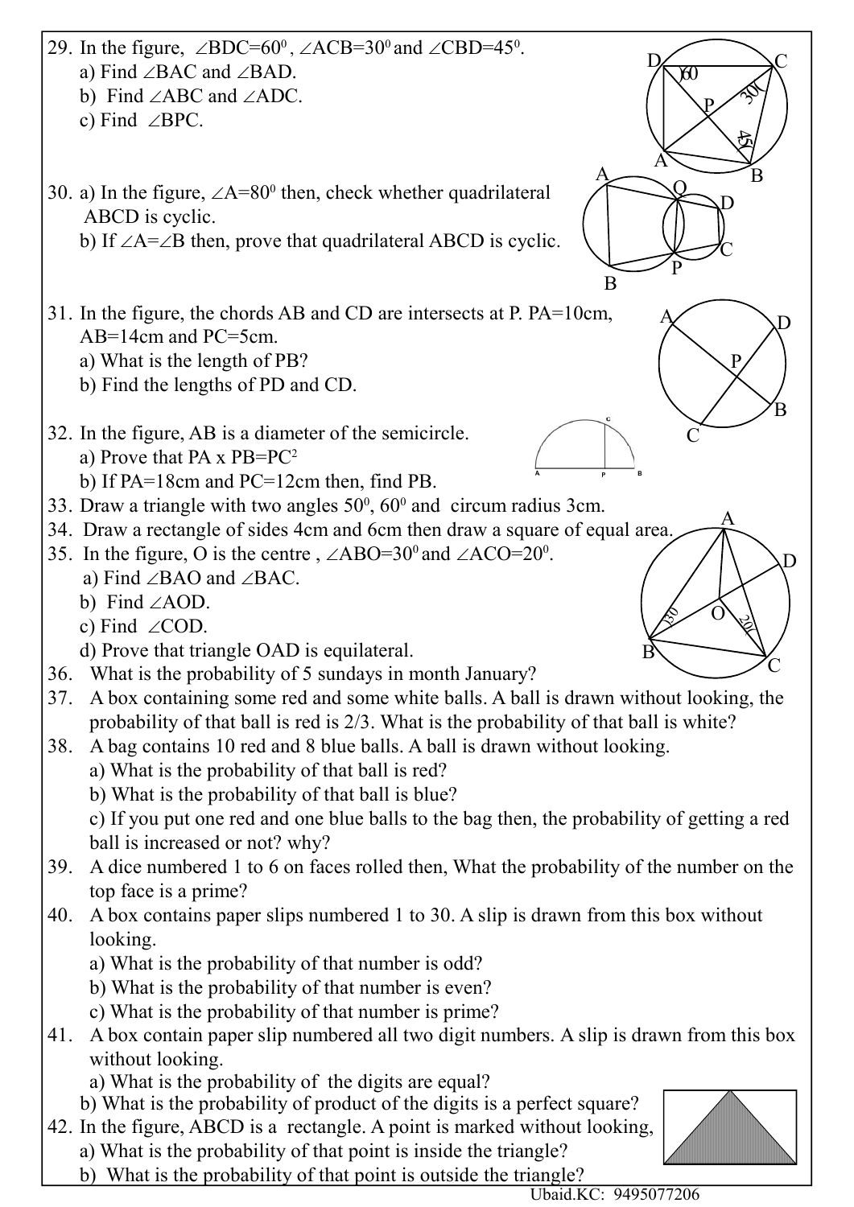29. In the figure, $\angle BDC=60^0$ , $\angle ACB=30^0$ and $\angle CBD=45^0$.
    a) Find $\angle BAC$ and $\angle BAD$.
    b) Find $\angle ABC$ and $\angle ADC$.
    c) Find $\angle BPC$.

30. a) In the figure, $\angle A=80^0$ then, check whether quadrilateral ABCD is cyclic.
    b) If $\angle A=\angle B$ then, prove that quadrilateral ABCD is cyclic.

31. In the figure, the chords AB and CD are intersects at P. PA=10cm, AB=14cm and PC=5cm.
    a) What is the length of PB?
    b) Find the lengths of PD and CD.

32. In the figure, AB is a diameter of the semicircle.
    a) Prove that PA x PB=PC$^2$
    b) If PA=18cm and PC=12cm then, find PB.

33. Draw a triangle with two angles $50^0$, $60^0$ and circum radius 3cm.

34. Draw a rectangle of sides 4cm and 6cm then draw a square of equal area.

35. In the figure, O is the centre , $\angle ABO=30^0$ and $\angle ACO=20^0$.
    a) Find $\angle BAO$ and $\angle BAC$.
    b) Find $\angle AOD$.
    c) Find $\angle COD$.
    d) Prove that triangle OAD is equilateral.

36. What is the probability of 5 sundays in month January?

37. A box containing some red and some white balls. A ball is drawn without looking, the probability of that ball is red is 2/3. What is the probability of that ball is white?

38. A bag contains 10 red and 8 blue balls. A ball is drawn without looking.
    a) What is the probability of that ball is red?
    b) What is the probability of that ball is blue?
    c) If you put one red and one blue balls to the bag then, the probability of getting a red ball is increased or not? why?

39. A dice numbered 1 to 6 on faces rolled then, What the probability of the number on the top face is a prime?

40. A box contains paper slips numbered 1 to 30. A slip is drawn from this box without looking.
    a) What is the probability of that number is odd?
    b) What is the probability of that number is even?
    c) What is the probability of that number is prime?

41. A box contain paper slip numbered all two digit numbers. A slip is drawn from this box without looking.
    a) What is the probability of the digits are equal?
    b) What is the probability of product of the digits is a perfect square?

42. In the figure, ABCD is a rectangle. A point is marked without looking,
    a) What is the probability of that point is inside the triangle?
    b) What is the probability of that point is outside the triangle?

Ubaid.KC: 9495077206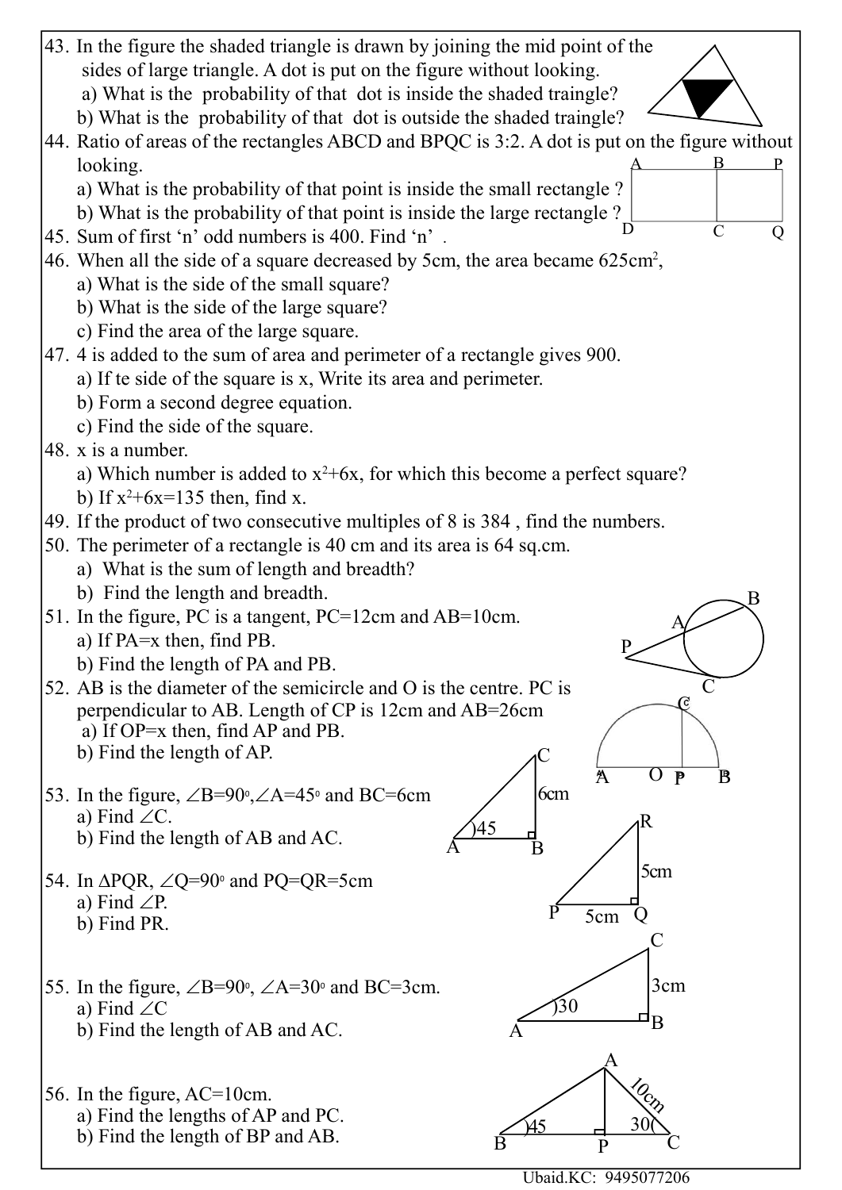43. In the figure the shaded triangle is drawn by joining the mid point of the sides of large triangle. A dot is put on the figure without looking.
    a) What is the probability of that dot is inside the shaded traingle?
    b) What is the probability of that dot is outside the shaded traingle?

44. Ratio of areas of the rectangles ABCD and BPQC is 3:2. A dot is put on the figure without looking.
    a) What is the probability of that point is inside the small rectangle ?
    b) What is the probability of that point is inside the large rectangle ?

45. Sum of first 'n' odd numbers is 400. Find 'n' .

46. When all the side of a square decreased by 5cm, the area became $625cm^2$,
    a) What is the side of the small square?
    b) What is the side of the large square?
    c) Find the area of the large square.

47. 4 is added to the sum of area and perimeter of a rectangle gives 900.
    a) If te side of the square is x, Write its area and perimeter.
    b) Form a second degree equation.
    c) Find the side of the square.

48. x is a number.
    a) Which number is added to $x^2+6x$, for which this become a perfect square?
    b) If $x^2+6x=135$ then, find x.

49. If the product of two consecutive multiples of 8 is 384 , find the numbers.

50. The perimeter of a rectangle is 40 cm and its area is 64 sq.cm.
    a) What is the sum of length and breadth?
    b) Find the length and breadth.

51. In the figure, PC is a tangent, PC=12cm and AB=10cm.
    a) If PA=x then, find PB.
    b) Find the length of PA and PB.

52. AB is the diameter of the semicircle and O is the centre. PC is perpendicular to AB. Length of CP is 12cm and AB=26cm
    a) If OP=x then, find AP and PB.
    b) Find the length of AP.

53. In the figure, $\angle B=90^\circ, \angle A=45^\circ$ and BC=6cm
    a) Find $\angle C$.
    b) Find the length of AB and AC.

54. In $\Delta PQR$, $\angle Q=90^\circ$ and PQ=QR=5cm
    a) Find $\angle P$.
    b) Find PR.

55. In the figure, $\angle B=90^\circ$, $\angle A=30^\circ$ and BC=3cm.
    a) Find $\angle C$
    b) Find the length of AB and AC.

56. In the figure, AC=10cm.
    a) Find the lengths of AP and PC.
    b) Find the length of BP and AB.

Ubaid.KC: 9495077206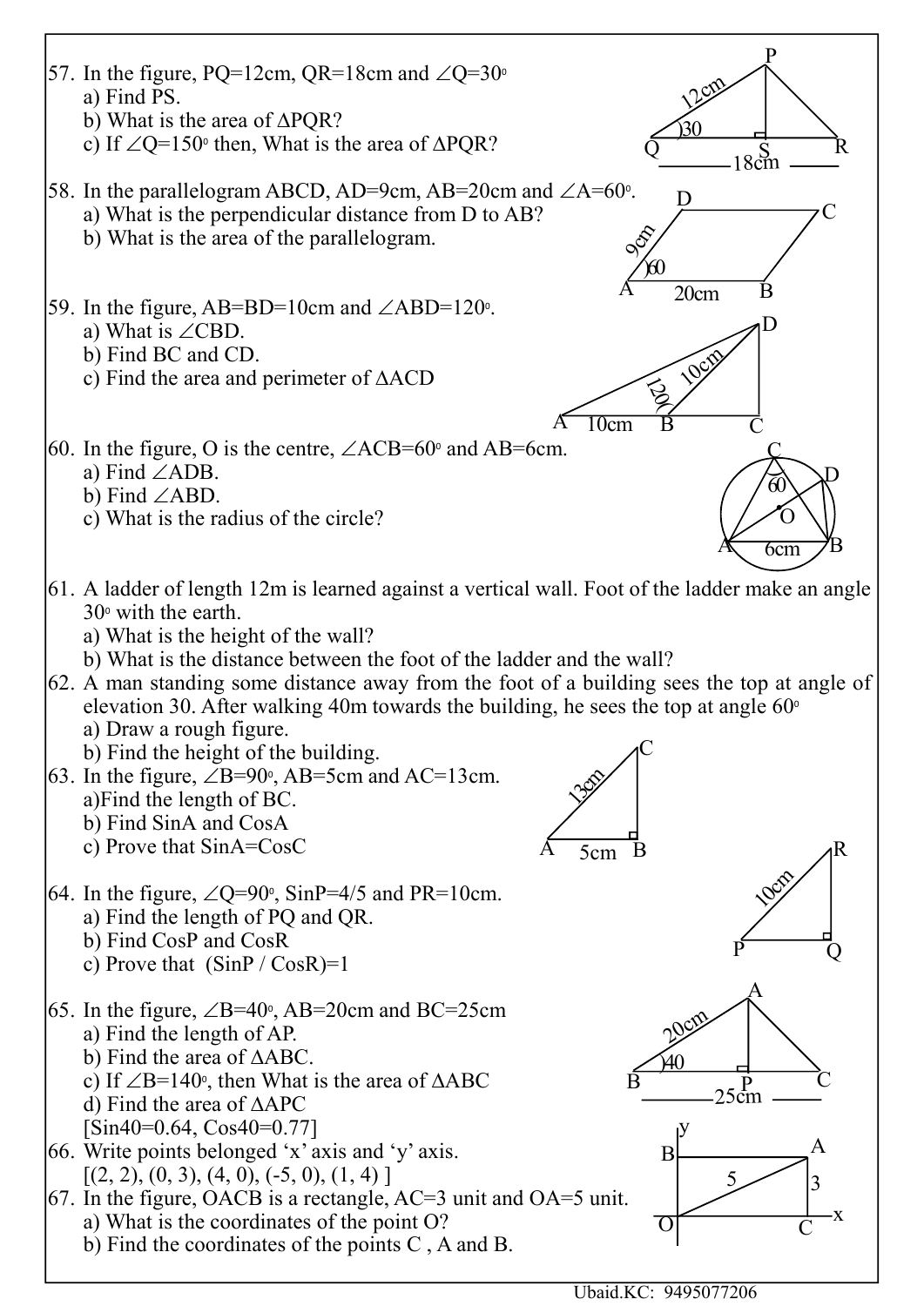57. In the figure, PQ=12cm, QR=18cm and $\angle Q=30^{\circ}$
   a) Find PS.
   b) What is the area of $\Delta$PQR?
   c) If $\angle Q=150^{\circ}$ then, What is the area of $\Delta$PQR?

58. In the parallelogram ABCD, AD=9cm, AB=20cm and $\angle A=60^{\circ}$.
   a) What is the perpendicular distance from D to AB?
   b) What is the area of the parallelogram.

59. In the figure, AB=BD=10cm and $\angle ABD=120^{\circ}$.
   a) What is $\angle CBD$.
   b) Find BC and CD.
   c) Find the area and perimeter of $\Delta$ACD

60. In the figure, O is the centre, $\angle ACB=60^{\circ}$ and AB=6cm.
   a) Find $\angle ADB$.
   b) Find $\angle ABD$.
   c) What is the radius of the circle?

61. A ladder of length 12m is learned against a vertical wall. Foot of the ladder make an angle $30^{\circ}$ with the earth.
   a) What is the height of the wall?
   b) What is the distance between the foot of the ladder and the wall?

62. A man standing some distance away from the foot of a building sees the top at angle of elevation 30. After walking 40m towards the building, he sees the top at angle $60^{\circ}$
   a) Draw a rough figure.
   b) Find the height of the building.

63. In the figure, $\angle B=90^{\circ}$, AB=5cm and AC=13cm.
   a)Find the length of BC.
   b) Find SinA and CosA
   c) Prove that SinA=CosC

64. In the figure, $\angle Q=90^{\circ}$, SinP=4/5 and PR=10cm.
   a) Find the length of PQ and QR.
   b) Find CosP and CosR
   c) Prove that (SinP / CosR)=1

65. In the figure, $\angle B=40^{\circ}$, AB=20cm and BC=25cm
   a) Find the length of AP.
   b) Find the area of $\Delta$ABC.
   c) If $\angle B=140^{\circ}$, then What is the area of $\Delta$ABC
   d) Find the area of $\Delta$APC
   [Sin40=0.64, Cos40=0.77]

66. Write points belonged 'x' axis and 'y' axis.
   [(2, 2), (0, 3), (4, 0), (-5, 0), (1, 4) ]

67. In the figure, OACB is a rectangle, AC=3 unit and OA=5 unit.
   a) What is the coordinates of the point O?
   b) Find the coordinates of the points C , A and B.

Ubaid.KC: 9495077206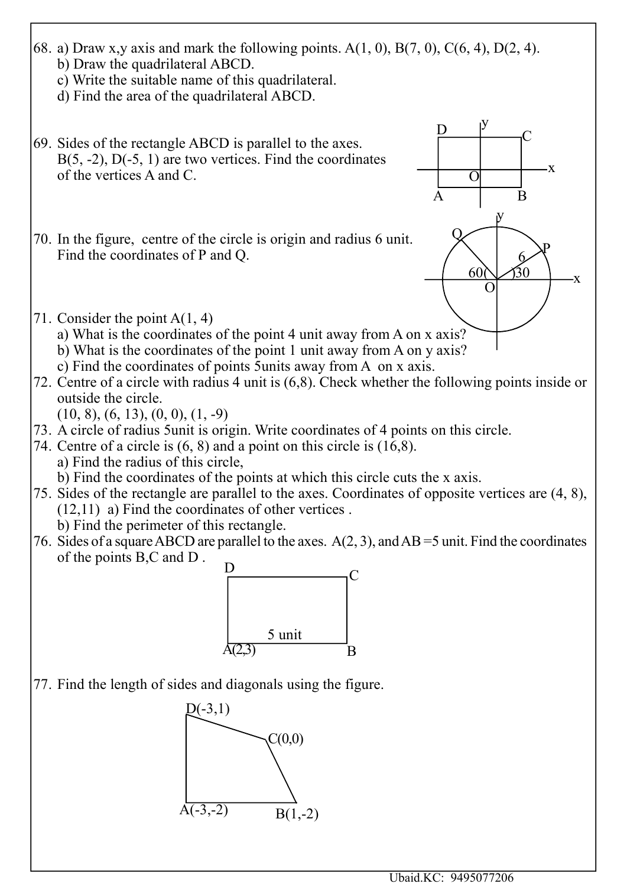68. a) Draw x,y axis and mark the following points. A(1, 0), B(7, 0), C(6, 4), D(2, 4).
    b) Draw the quadrilateral ABCD.
    c) Write the suitable name of this quadrilateral.
    d) Find the area of the quadrilateral ABCD.

69. Sides of the rectangle ABCD is parallel to the axes. B(5, -2), D(-5, 1) are two vertices. Find the coordinates of the vertices A and C.

70. In the figure, centre of the circle is origin and radius 6 unit. Find the coordinates of P and Q.

71. Consider the point A(1, 4)
    a) What is the coordinates of the point 4 unit away from A on x axis?
    b) What is the coordinates of the point 1 unit away from A on y axis?
    c) Find the coordinates of points 5units away from A on x axis.

72. Centre of a circle with radius 4 unit is (6,8). Check whether the following points inside or outside the circle.
    (10, 8), (6, 13), (0, 0), (1, -9)

73. A circle of radius 5unit is origin. Write coordinates of 4 points on this circle.

74. Centre of a circle is (6, 8) and a point on this circle is (16,8).
    a) Find the radius of this circle,
    b) Find the coordinates of the points at which this circle cuts the x axis.

75. Sides of the rectangle are parallel to the axes. Coordinates of opposite vertices are (4, 8), (12,11) a) Find the coordinates of other vertices .
    b) Find the perimeter of this rectangle.

76. Sides of a square ABCD are parallel to the axes. A(2, 3), and AB =5 unit. Find the coordinates of the points B,C and D .

77. Find the length of sides and diagonals using the figure.

D(-3,1), C(0,0), A(-3,-2), B(1,-2)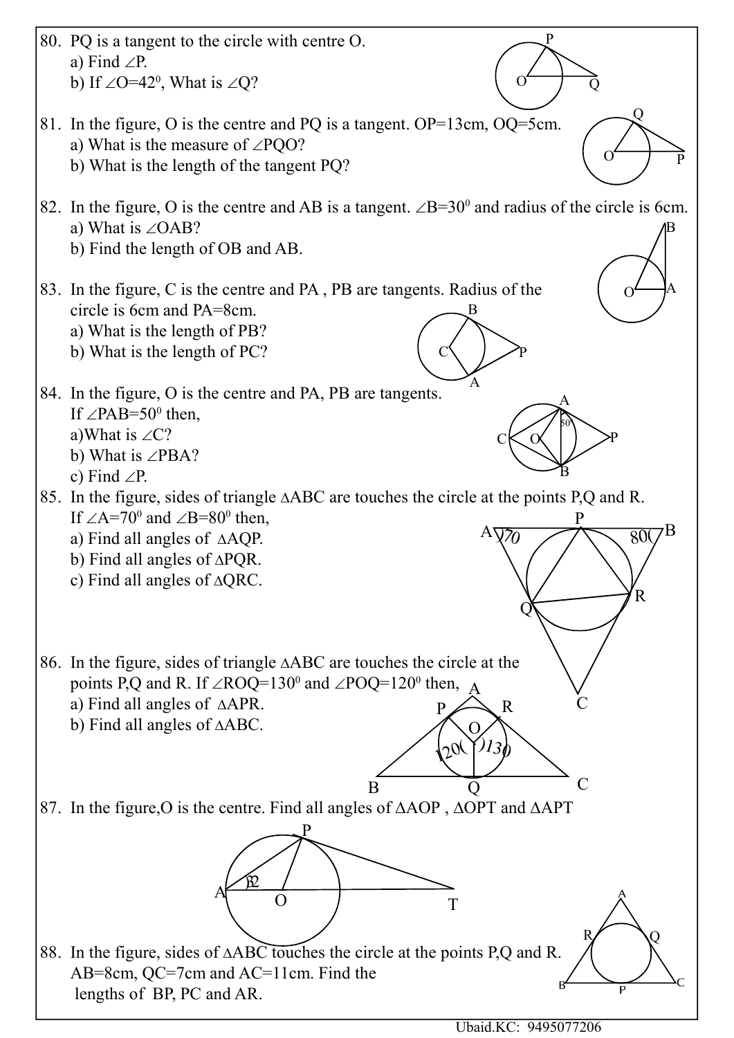80. PQ is a tangent to the circle with centre O.
    a) Find $\angle P$.
    b) If $\angle O = 42^0$, What is $\angle Q$?

81. In the figure, O is the centre and PQ is a tangent. OP=13cm, OQ=5cm.
    a) What is the measure of $\angle PQO$?
    b) What is the length of the tangent PQ?

82. In the figure, O is the centre and AB is a tangent. $\angle B = 30^0$ and radius of the circle is 6cm.
    a) What is $\angle OAB$?
    b) Find the length of OB and AB.

83. In the figure, C is the centre and PA , PB are tangents. Radius of the circle is 6cm and PA=8cm.
    a) What is the length of PB?
    b) What is the length of PC?

84. In the figure, O is the centre and PA, PB are tangents. If $\angle PAB = 50^0$ then,
    a)What is $\angle C$?
    b) What is $\angle PBA$?
    c) Find $\angle P$.

85. In the figure, sides of triangle $\Delta ABC$ are touches the circle at the points P,Q and R. If $\angle A = 70^0$ and $\angle B = 80^0$ then,
    a) Find all angles of $\Delta AQP$.
    b) Find all angles of $\Delta PQR$.
    c) Find all angles of $\Delta QRC$.

86. In the figure, sides of triangle $\Delta ABC$ are touches the circle at the points P,Q and R. If $\angle ROQ = 130^0$ and $\angle POQ = 120^0$ then,
    a) Find all angles of $\Delta APR$.
    b) Find all angles of $\Delta ABC$.

87. In the figure,O is the centre. Find all angles of $\Delta AOP$ , $\Delta OPT$ and $\Delta APT$

88. In the figure, sides of $\Delta ABC$ touches the circle at the points P,Q and R. AB=8cm, QC=7cm and AC=11cm. Find the lengths of BP, PC and AR.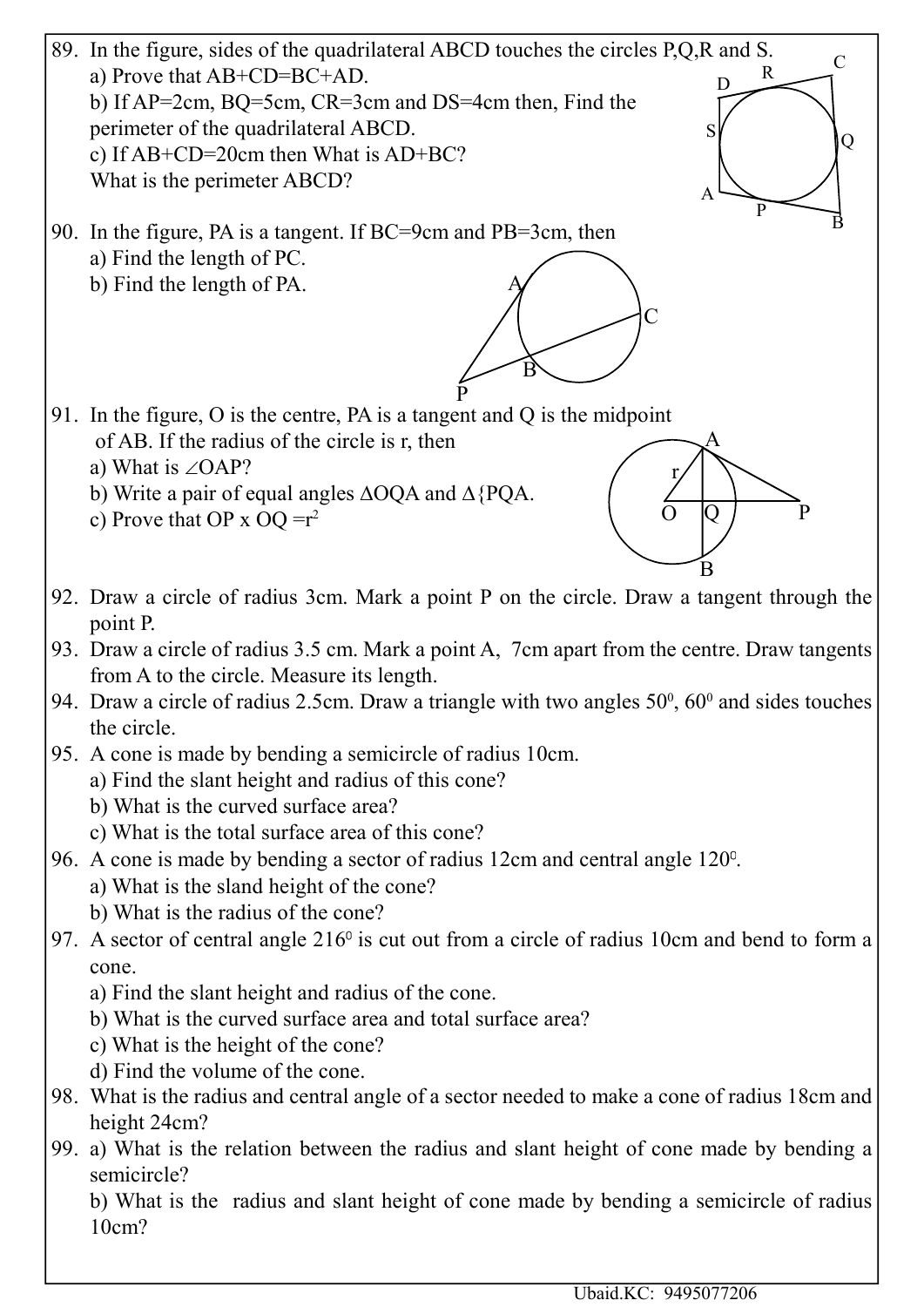89. In the figure, sides of the quadrilateral ABCD touches the circles P,Q,R and S.
    a) Prove that AB+CD=BC+AD.
    b) If AP=2cm, BQ=5cm, CR=3cm and DS=4cm then, Find the perimeter of the quadrilateral ABCD.
    c) If AB+CD=20cm then What is AD+BC?
    What is the perimeter ABCD?

90. In the figure, PA is a tangent. If BC=9cm and PB=3cm, then
    a) Find the length of PC.
    b) Find the length of PA.

91. In the figure, O is the centre, PA is a tangent and Q is the midpoint of AB. If the radius of the circle is r, then
    a) What is $\angle OAP$?
    b) Write a pair of equal angles $\Delta OQA$ and $\Delta\{PQA$.
    c) Prove that OP x OQ $= r^2$

92. Draw a circle of radius 3cm. Mark a point P on the circle. Draw a tangent through the point P.

93. Draw a circle of radius 3.5 cm. Mark a point A, 7cm apart from the centre. Draw tangents from A to the circle. Measure its length.

94. Draw a circle of radius 2.5cm. Draw a triangle with two angles $50^0$, $60^0$ and sides touches the circle.

95. A cone is made by bending a semicircle of radius 10cm.
    a) Find the slant height and radius of this cone?
    b) What is the curved surface area?
    c) What is the total surface area of this cone?

96. A cone is made by bending a sector of radius 12cm and central angle $120^0$.
    a) What is the sland height of the cone?
    b) What is the radius of the cone?

97. A sector of central angle $216^0$ is cut out from a circle of radius 10cm and bend to form a cone.
    a) Find the slant height and radius of the cone.
    b) What is the curved surface area and total surface area?
    c) What is the height of the cone?
    d) Find the volume of the cone.

98. What is the radius and central angle of a sector needed to make a cone of radius 18cm and height 24cm?

99. a) What is the relation between the radius and slant height of cone made by bending a semicircle?
    b) What is the radius and slant height of cone made by bending a semicircle of radius 10cm?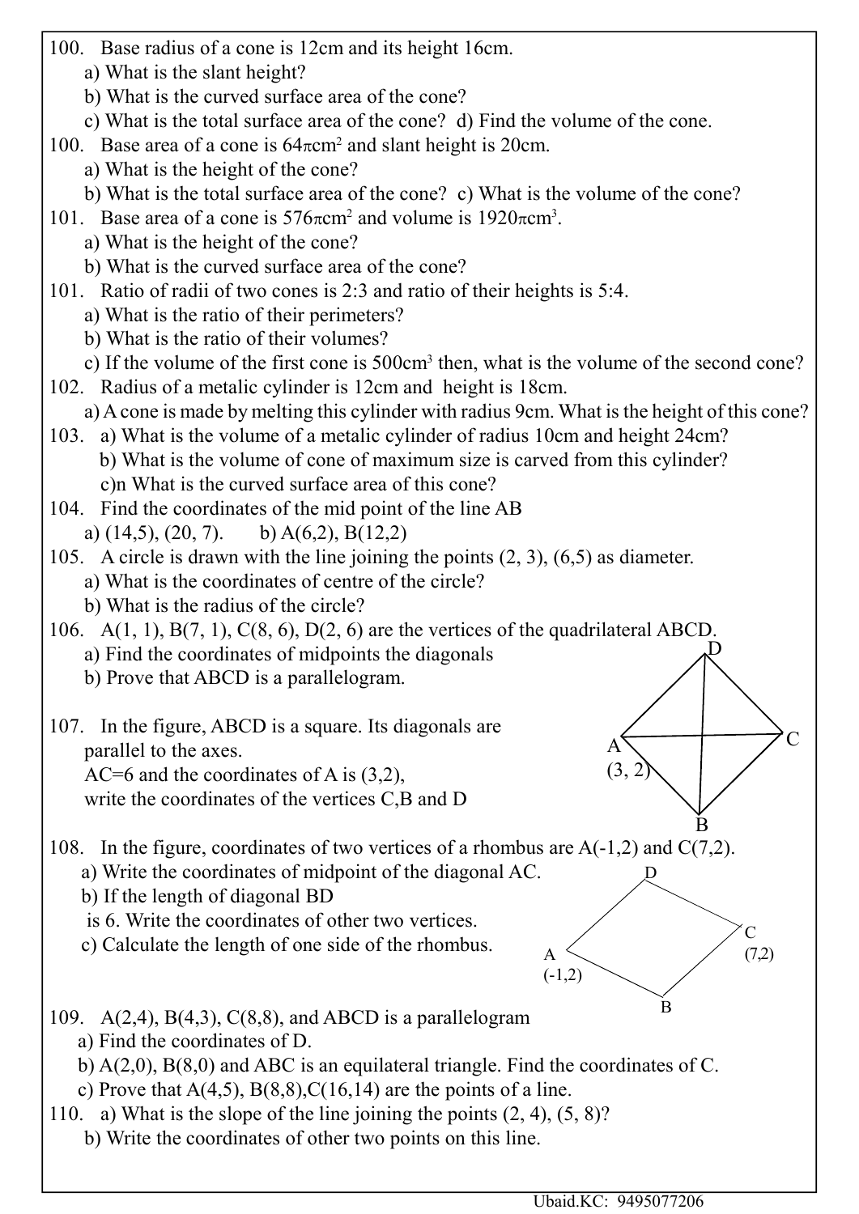100. Base radius of a cone is 12cm and its height 16cm.

a) What is the slant height?

b) What is the curved surface area of the cone?

c) What is the total surface area of the cone? d) Find the volume of the cone.

100. Base area of a cone is $64\pi cm^2$ and slant height is 20cm.

a) What is the height of the cone?

b) What is the total surface area of the cone? c) What is the volume of the cone?

101. Base area of a cone is $576\pi cm^2$ and volume is $1920\pi cm^3$.

a) What is the height of the cone?

b) What is the curved surface area of the cone?

101. Ratio of radii of two cones is 2:3 and ratio of their heights is 5:4.

a) What is the ratio of their perimeters?

b) What is the ratio of their volumes?

c) If the volume of the first cone is $500cm^3$ then, what is the volume of the second cone?

102. Radius of a metalic cylinder is 12cm and height is 18cm.

a) A cone is made by melting this cylinder with radius 9cm. What is the height of this cone?

103. a) What is the volume of a metalic cylinder of radius 10cm and height 24cm?

b) What is the volume of cone of maximum size is carved from this cylinder?

c)n What is the curved surface area of this cone?

104. Find the coordinates of the mid point of the line AB

a) (14,5), (20, 7). b) A(6,2), B(12,2)

105. A circle is drawn with the line joining the points (2, 3), (6,5) as diameter.

a) What is the coordinates of centre of the circle?

b) What is the radius of the circle?

106. A(1, 1), B(7, 1), C(8, 6), D(2, 6) are the vertices of the quadrilateral ABCD.

a) Find the coordinates of midpoints the diagonals

b) Prove that ABCD is a parallelogram.

107. In the figure, ABCD is a square. Its diagonals are parallel to the axes.
AC=6 and the coordinates of A is (3,2),
write the coordinates of the vertices C,B and D

108. In the figure, coordinates of two vertices of a rhombus are A(-1,2) and C(7,2).

a) Write the coordinates of midpoint of the diagonal AC.

b) If the length of diagonal BD is 6. Write the coordinates of other two vertices.

c) Calculate the length of one side of the rhombus.

109. A(2,4), B(4,3), C(8,8), and ABCD is a parallelogram

a) Find the coordinates of D.

b) A(2,0), B(8,0) and ABC is an equilateral triangle. Find the coordinates of C.

c) Prove that A(4,5), B(8,8),C(16,14) are the points of a line.

110. a) What is the slope of the line joining the points (2, 4), (5, 8)?

b) Write the coordinates of other two points on this line.

Ubaid.KC: 9495077206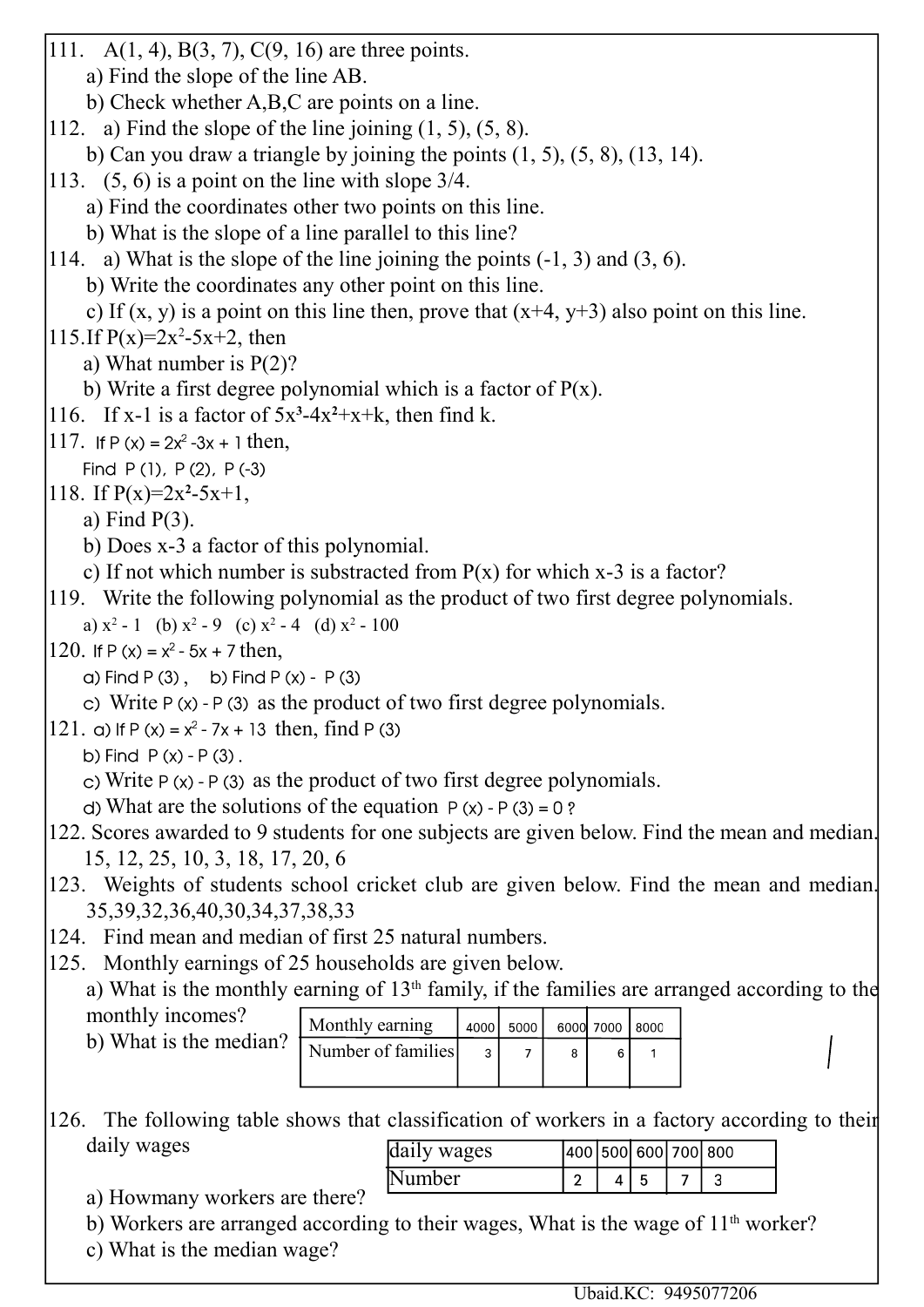111. A(1, 4), B(3, 7), C(9, 16) are three points.

a) Find the slope of the line AB.

b) Check whether A,B,C are points on a line.

112. a) Find the slope of the line joining (1, 5), (5, 8).

b) Can you draw a triangle by joining the points (1, 5), (5, 8), (13, 14).

113. (5, 6) is a point on the line with slope 3/4.

a) Find the coordinates other two points on this line.

b) What is the slope of a line parallel to this line?

114. a) What is the slope of the line joining the points (-1, 3) and (3, 6).

b) Write the coordinates any other point on this line.

c) If (x, y) is a point on this line then, prove that (x+4, y+3) also point on this line.

115. If $P(x)=2x^2-5x+2$, then

a) What number is P(2)?

b) Write a first degree polynomial which is a factor of P(x).

116. If x-1 is a factor of $5x^3-4x^2+x+k$, then find k.

117. If $P(x) = 2x^2 -3x + 1$ then,

Find P (1), P (2), P (-3)

118. If $P(x)=2x^2-5x+1$,

a) Find P(3).

b) Does x-3 a factor of this polynomial.

c) If not which number is substracted from P(x) for which x-3 is a factor?

119. Write the following polynomial as the product of two first degree polynomials.

a) $x^2 - 1$ (b) $x^2 - 9$ (c) $x^2 - 4$ (d) $x^2 - 100$

120. If $P(x) = x^2 - 5x + 7$ then,

a) Find P (3) , b) Find P (x) - P (3)

c) Write P (x) - P (3) as the product of two first degree polynomials.

121. a) If $P(x) = x^2 - 7x + 13$ then, find P (3)

b) Find P (x) - P (3) .

c) Write P (x) - P (3) as the product of two first degree polynomials.

d) What are the solutions of the equation P (x) - P (3) = 0 ?

122. Scores awarded to 9 students for one subjects are given below. Find the mean and median.

15, 12, 25, 10, 3, 18, 17, 20, 6

123. Weights of students school cricket club are given below. Find the mean and median.

35,39,32,36,40,30,34,37,38,33

124. Find mean and median of first 25 natural numbers.

125. Monthly earnings of 25 households are given below.

a) What is the monthly earning of 13th family, if the families are arranged according to the monthly incomes?

b) What is the median?

| Monthly earning | 4000 | 5000 | 6000 | 7000 | 8000 |
|---|---|---|---|---|---|
| Number of families | 3 | 7 | 8 | 6 | 1 |

126. The following table shows that classification of workers in a factory according to their daily wages

| daily wages | 400 | 500 | 600 | 700 | 800 |
|---|---|---|---|---|---|
| Number | 2 | 4 | 5 | 7 | 3 |

a) Howmany workers are there?

b) Workers are arranged according to their wages, What is the wage of 11th worker?

c) What is the median wage?

Ubaid.KC: 9495077206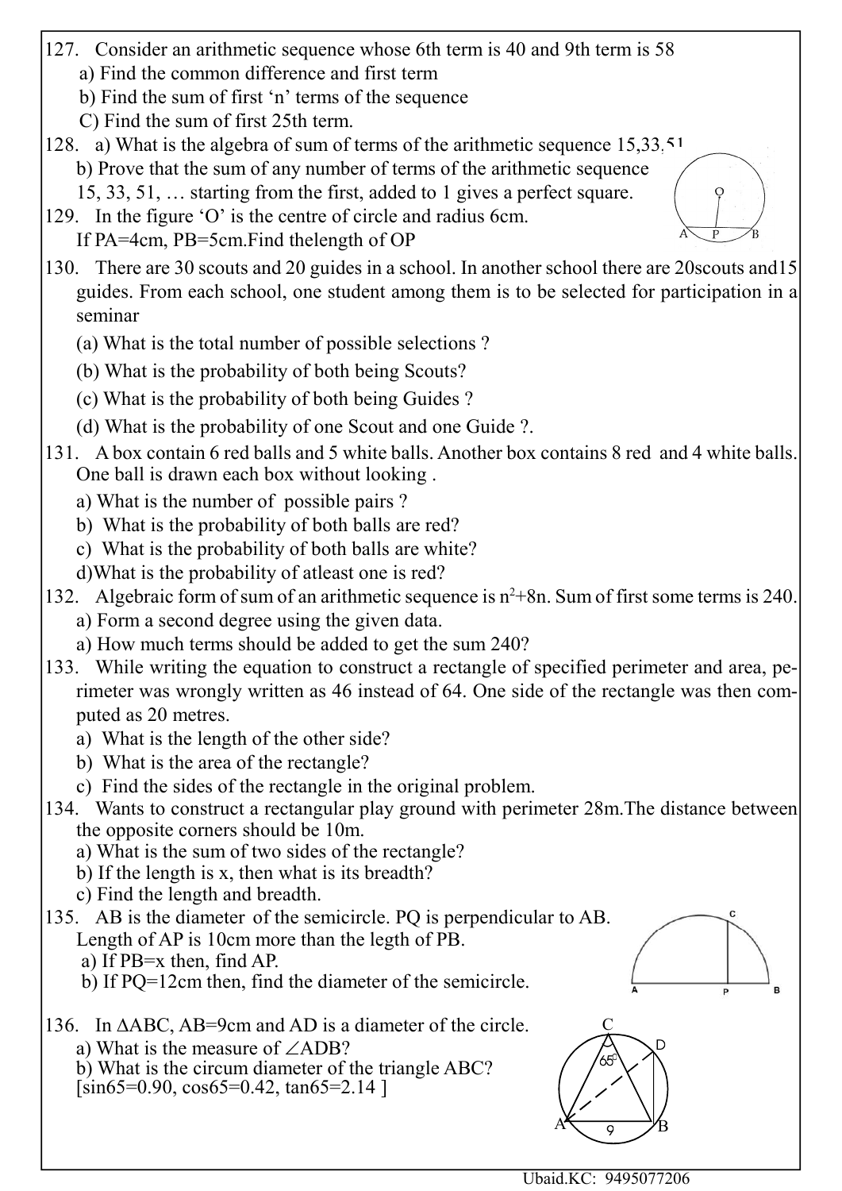127. Consider an arithmetic sequence whose 6th term is 40 and 9th term is 58

a) Find the common difference and first term

b) Find the sum of first 'n' terms of the sequence

C) Find the sum of first 25th term.

128. a) What is the algebra of sum of terms of the arithmetic sequence 15,33,51

b) Prove that the sum of any number of terms of the arithmetic sequence 15, 33, 51, … starting from the first, added to 1 gives a perfect square.

129. In the figure 'O' is the centre of circle and radius 6cm. If PA=4cm, PB=5cm.Find thelength of OP

130. There are 30 scouts and 20 guides in a school. In another school there are 20scouts and15 guides. From each school, one student among them is to be selected for participation in a seminar

(a) What is the total number of possible selections ?

(b) What is the probability of both being Scouts?

(c) What is the probability of both being Guides ?

(d) What is the probability of one Scout and one Guide ?.

131. A box contain 6 red balls and 5 white balls. Another box contains 8 red and 4 white balls. One ball is drawn each box without looking .

a) What is the number of possible pairs ?

b) What is the probability of both balls are red?

c) What is the probability of both balls are white?

d)What is the probability of atleast one is red?

132. Algebraic form of sum of an arithmetic sequence is $n^2+8n$. Sum of first some terms is 240.

a) Form a second degree using the given data.

a) How much terms should be added to get the sum 240?

133. While writing the equation to construct a rectangle of specified perimeter and area, perimeter was wrongly written as 46 instead of 64. One side of the rectangle was then computed as 20 metres.

a) What is the length of the other side?

b) What is the area of the rectangle?

c) Find the sides of the rectangle in the original problem.

134. Wants to construct a rectangular play ground with perimeter 28m.The distance between the opposite corners should be 10m.

a) What is the sum of two sides of the rectangle?

b) If the length is x, then what is its breadth?

c) Find the length and breadth.

135. AB is the diameter of the semicircle. PQ is perpendicular to AB. Length of AP is 10cm more than the legth of PB.

a) If PB=x then, find AP.

b) If PQ=12cm then, find the diameter of the semicircle.

136. In ΔABC, AB=9cm and AD is a diameter of the circle.

a) What is the measure of $\angle ADB$?

b) What is the circum diameter of the triangle ABC?

[sin65=0.90, cos65=0.42, tan65=2.14 ]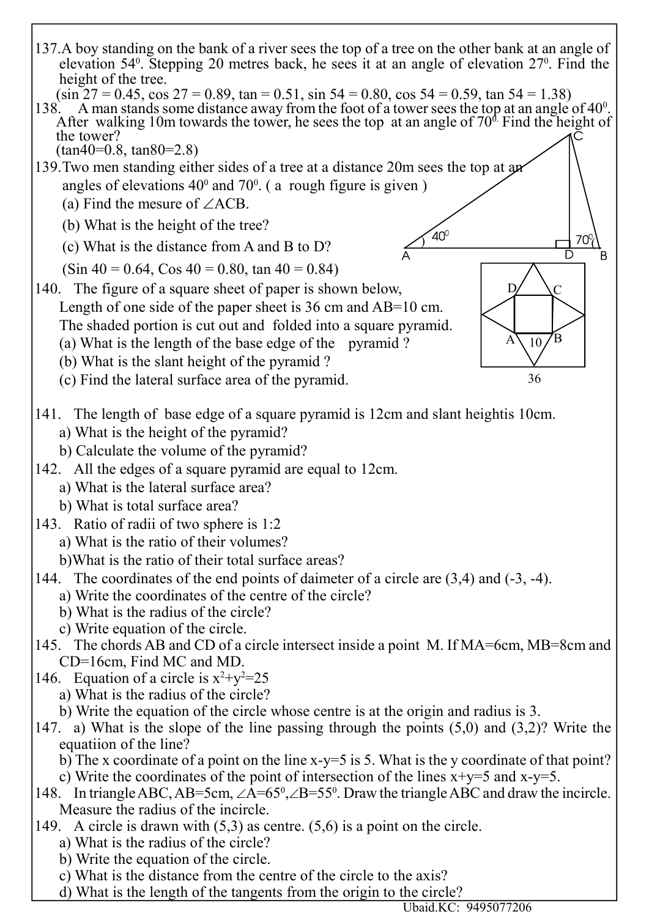137. A boy standing on the bank of a river sees the top of a tree on the other bank at an angle of elevation $54^0$. Stepping 20 metres back, he sees it at an angle of elevation $27^0$. Find the height of the tree.

(sin 27 = 0.45, cos 27 = 0.89, tan = 0.51, sin 54 = 0.80, cos 54 = 0.59, tan 54 = 1.38)

138. A man stands some distance away from the foot of a tower sees the top at an angle of $40^0$. After walking 10m towards the tower, he sees the top at an angle of $70^0$. Find the height of the tower?

(tan40=0.8, tan80=2.8)

139. Two men standing either sides of a tree at a distance 20m sees the top at an angles of elevations $40^0$ and $70^0$. ( a rough figure is given )

(a) Find the mesure of $\angle ACB$.

(b) What is the height of the tree?

(c) What is the distance from A and B to D?

(Sin 40 = 0.64, Cos 40 = 0.80, tan 40 = 0.84)

140. The figure of a square sheet of paper is shown below,

Length of one side of the paper sheet is 36 cm and AB=10 cm.

The shaded portion is cut out and folded into a square pyramid.

(a) What is the length of the base edge of the pyramid ?

(b) What is the slant height of the pyramid ?

(c) Find the lateral surface area of the pyramid.

141. The length of base edge of a square pyramid is 12cm and slant heightis 10cm.

a) What is the height of the pyramid?

b) Calculate the volume of the pyramid?

142. All the edges of a square pyramid are equal to 12cm.

a) What is the lateral surface area?

b) What is total surface area?

143. Ratio of radii of two sphere is 1:2

a) What is the ratio of their volumes?

b) What is the ratio of their total surface areas?

144. The coordinates of the end points of daimeter of a circle are (3,4) and (-3, -4).

a) Write the coordinates of the centre of the circle?

b) What is the radius of the circle?

c) Write equation of the circle.

145. The chords AB and CD of a circle intersect inside a point M. If MA=6cm, MB=8cm and CD=16cm, Find MC and MD.

146. Equation of a circle is $x^2+y^2=25$

a) What is the radius of the circle?

b) Write the equation of the circle whose centre is at the origin and radius is 3.

147. a) What is the slope of the line passing through the points (5,0) and (3,2)? Write the equatiion of the line?

b) The x coordinate of a point on the line x-y=5 is 5. What is the y coordinate of that point?

c) Write the coordinates of the point of intersection of the lines x+y=5 and x-y=5.

148. In triangle ABC, AB=5cm, $\angle A=65^0$, $\angle B=55^0$. Draw the triangle ABC and draw the incircle. Measure the radius of the incircle.

149. A circle is drawn with (5,3) as centre. (5,6) is a point on the circle.

a) What is the radius of the circle?

b) Write the equation of the circle.

c) What is the distance from the centre of the circle to the axis?

d) What is the length of the tangents from the origin to the circle?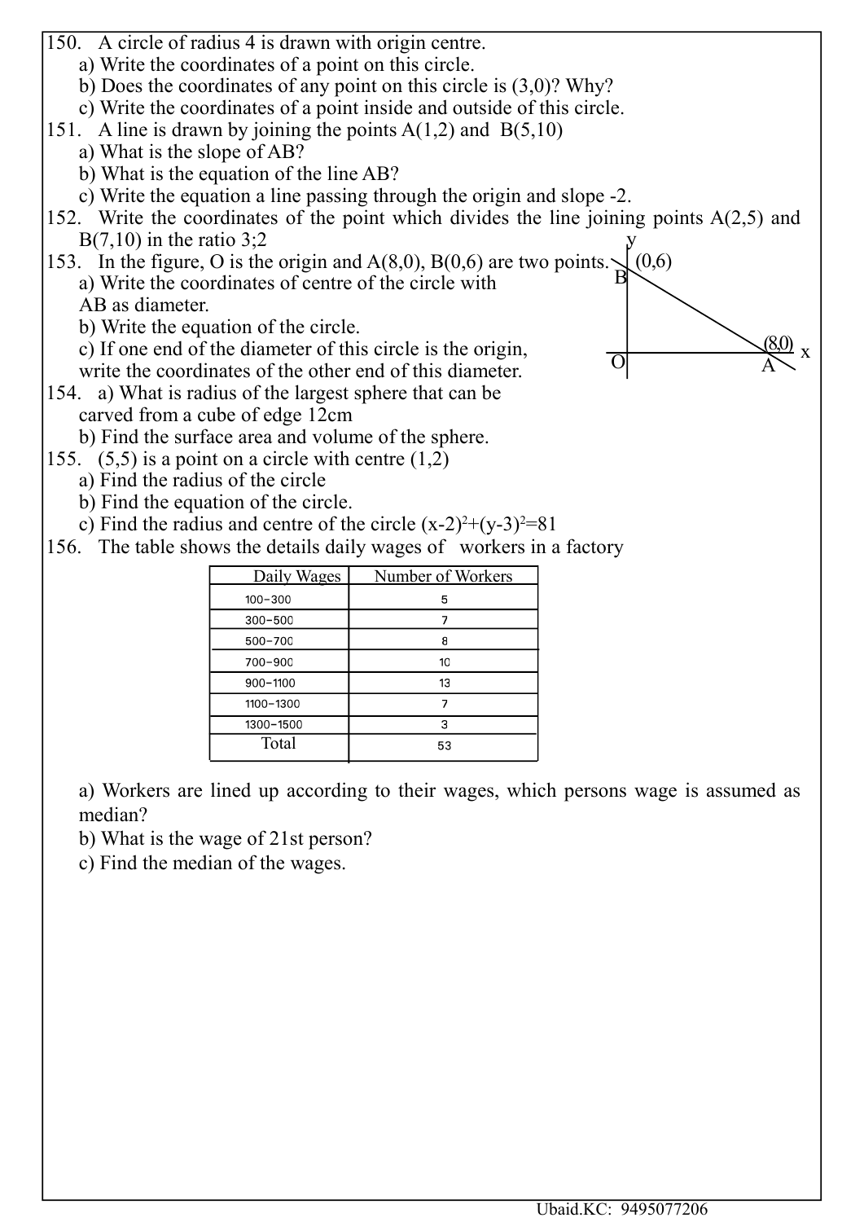150. A circle of radius 4 is drawn with origin centre.

a) Write the coordinates of a point on this circle.

b) Does the coordinates of any point on this circle is (3,0)? Why?

c) Write the coordinates of a point inside and outside of this circle.

151. A line is drawn by joining the points A(1,2) and B(5,10)

a) What is the slope of AB?

b) What is the equation of the line AB?

c) Write the equation a line passing through the origin and slope -2.

152. Write the coordinates of the point which divides the line joining points A(2,5) and B(7,10) in the ratio 3;2

153. In the figure, O is the origin and A(8,0), B(0,6) are two points.

a) Write the coordinates of centre of the circle with AB as diameter.

b) Write the equation of the circle.

c) If one end of the diameter of this circle is the origin, write the coordinates of the other end of this diameter.

y
B (0,6)
O
(8,0) x
A

154. a) What is radius of the largest sphere that can be carved from a cube of edge 12cm

b) Find the surface area and volume of the sphere.

155. (5,5) is a point on a circle with centre (1,2)

a) Find the radius of the circle

b) Find the equation of the circle.

c) Find the radius and centre of the circle $(x-2)^2+(y-3)^2=81$

156. The table shows the details daily wages of workers in a factory

| Daily Wages | Number of Workers |
|---|---|
| 100–300 | 5 |
| 300–500 | 7 |
| 500–700 | 8 |
| 700–900 | 10 |
| 900–1100 | 13 |
| 1100–1300 | 7 |
| 1300–1500 | 3 |
| Total | 53 |

a) Workers are lined up according to their wages, which persons wage is assumed as median?

b) What is the wage of 21st person?

c) Find the median of the wages.